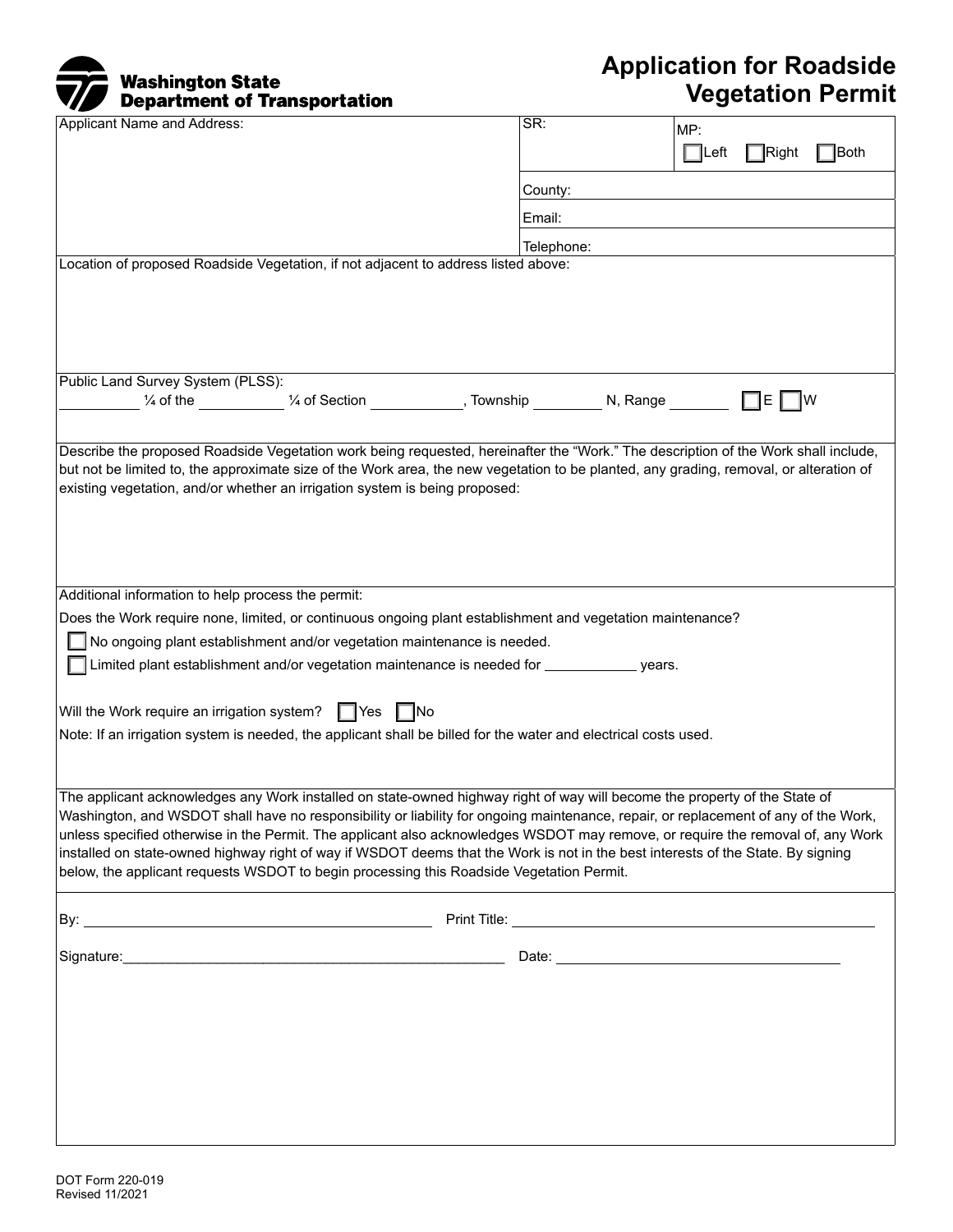Washington State Department of Transportation

# Application for Roadside Vegetation Permit

| Applicant Name and Address: | SR: | MP: ☐ Left ☐ Right ☐ Both |
|---|---|---|
| | County: | |
| | Email: | |
| | Telephone: | |

Location of proposed Roadside Vegetation, if not adjacent to address listed above:

Public Land Survey System (PLSS):
__________ ¼ of the __________ ¼ of Section ___________, Township ________ N, Range _______ ☐ E ☐ W

Describe the proposed Roadside Vegetation work being requested, hereinafter the "Work." The description of the Work shall include, but not be limited to, the approximate size of the Work area, the new vegetation to be planted, any grading, removal, or alteration of existing vegetation, and/or whether an irrigation system is being proposed:

Additional information to help process the permit:

Does the Work require none, limited, or continuous ongoing plant establishment and vegetation maintenance?

☐ No ongoing plant establishment and/or vegetation maintenance is needed.

☐ Limited plant establishment and/or vegetation maintenance is needed for ___________ years.

Will the Work require an irrigation system? ☐ Yes ☐ No

Note: If an irrigation system is needed, the applicant shall be billed for the water and electrical costs used.

The applicant acknowledges any Work installed on state-owned highway right of way will become the property of the State of Washington, and WSDOT shall have no responsibility or liability for ongoing maintenance, repair, or replacement of any of the Work, unless specified otherwise in the Permit. The applicant also acknowledges WSDOT may remove, or require the removal of, any Work installed on state-owned highway right of way if WSDOT deems that the Work is not in the best interests of the State. By signing below, the applicant requests WSDOT to begin processing this Roadside Vegetation Permit.

By: ________________________________________ Print Title: ________________________________________

Signature: ________________________________________ Date: ________________________________________

DOT Form 220-019
Revised 11/2021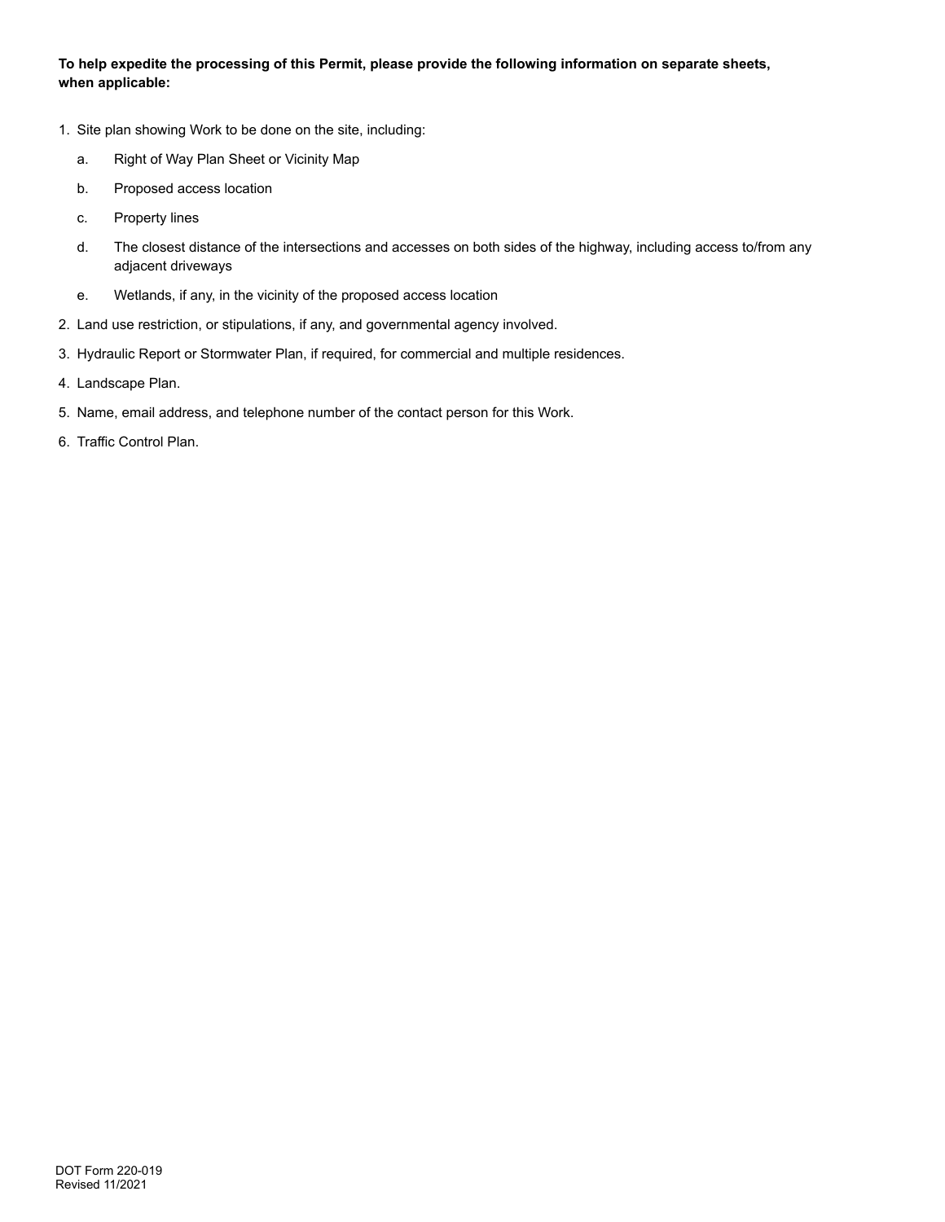**To help expedite the processing of this Permit, please provide the following information on separate sheets, when applicable:**

1. Site plan showing Work to be done on the site, including:
   a. Right of Way Plan Sheet or Vicinity Map
   b. Proposed access location
   c. Property lines
   d. The closest distance of the intersections and accesses on both sides of the highway, including access to/from any adjacent driveways
   e. Wetlands, if any, in the vicinity of the proposed access location
2. Land use restriction, or stipulations, if any, and governmental agency involved.
3. Hydraulic Report or Stormwater Plan, if required, for commercial and multiple residences.
4. Landscape Plan.
5. Name, email address, and telephone number of the contact person for this Work.
6. Traffic Control Plan.

DOT Form 220-019
Revised 11/2021